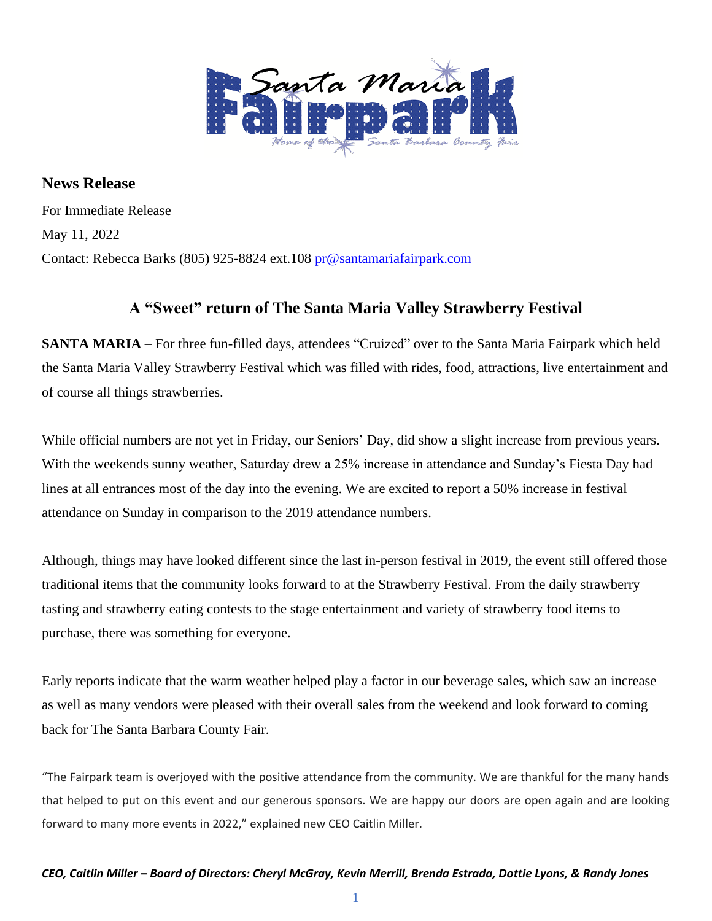Santa Maria Fairpark
Home of the Santa Barbara County Fair

**News Release**

For Immediate Release

May 11, 2022

Contact: Rebecca Barks (805) 925-8824 ext.108 pr@santamariafairpark.com

## A "Sweet" return of The Santa Maria Valley Strawberry Festival

**SANTA MARIA** – For three fun-filled days, attendees "Cruized" over to the Santa Maria Fairpark which held the Santa Maria Valley Strawberry Festival which was filled with rides, food, attractions, live entertainment and of course all things strawberries.

While official numbers are not yet in Friday, our Seniors' Day, did show a slight increase from previous years. With the weekends sunny weather, Saturday drew a 25% increase in attendance and Sunday's Fiesta Day had lines at all entrances most of the day into the evening. We are excited to report a 50% increase in festival attendance on Sunday in comparison to the 2019 attendance numbers.

Although, things may have looked different since the last in-person festival in 2019, the event still offered those traditional items that the community looks forward to at the Strawberry Festival. From the daily strawberry tasting and strawberry eating contests to the stage entertainment and variety of strawberry food items to purchase, there was something for everyone.

Early reports indicate that the warm weather helped play a factor in our beverage sales, which saw an increase as well as many vendors were pleased with their overall sales from the weekend and look forward to coming back for The Santa Barbara County Fair.

"The Fairpark team is overjoyed with the positive attendance from the community. We are thankful for the many hands that helped to put on this event and our generous sponsors. We are happy our doors are open again and are looking forward to many more events in 2022," explained new CEO Caitlin Miller.

***CEO, Caitlin Miller – Board of Directors: Cheryl McGray, Kevin Merrill, Brenda Estrada, Dottie Lyons, & Randy Jones***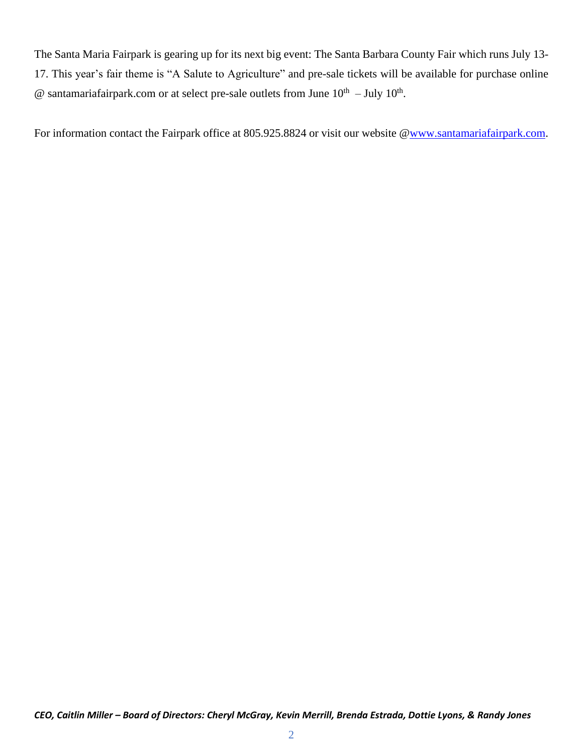The Santa Maria Fairpark is gearing up for its next big event: The Santa Barbara County Fair which runs July 13-17. This year's fair theme is "A Salute to Agriculture" and pre-sale tickets will be available for purchase online @ santamariafairpark.com or at select pre-sale outlets from June 10th – July 10th.

For information contact the Fairpark office at 805.925.8824 or visit our website @[www.santamariafairpark.com](http://www.santamariafairpark.com).

***CEO, Caitlin Miller – Board of Directors: Cheryl McGray, Kevin Merrill, Brenda Estrada, Dottie Lyons, & Randy Jones***